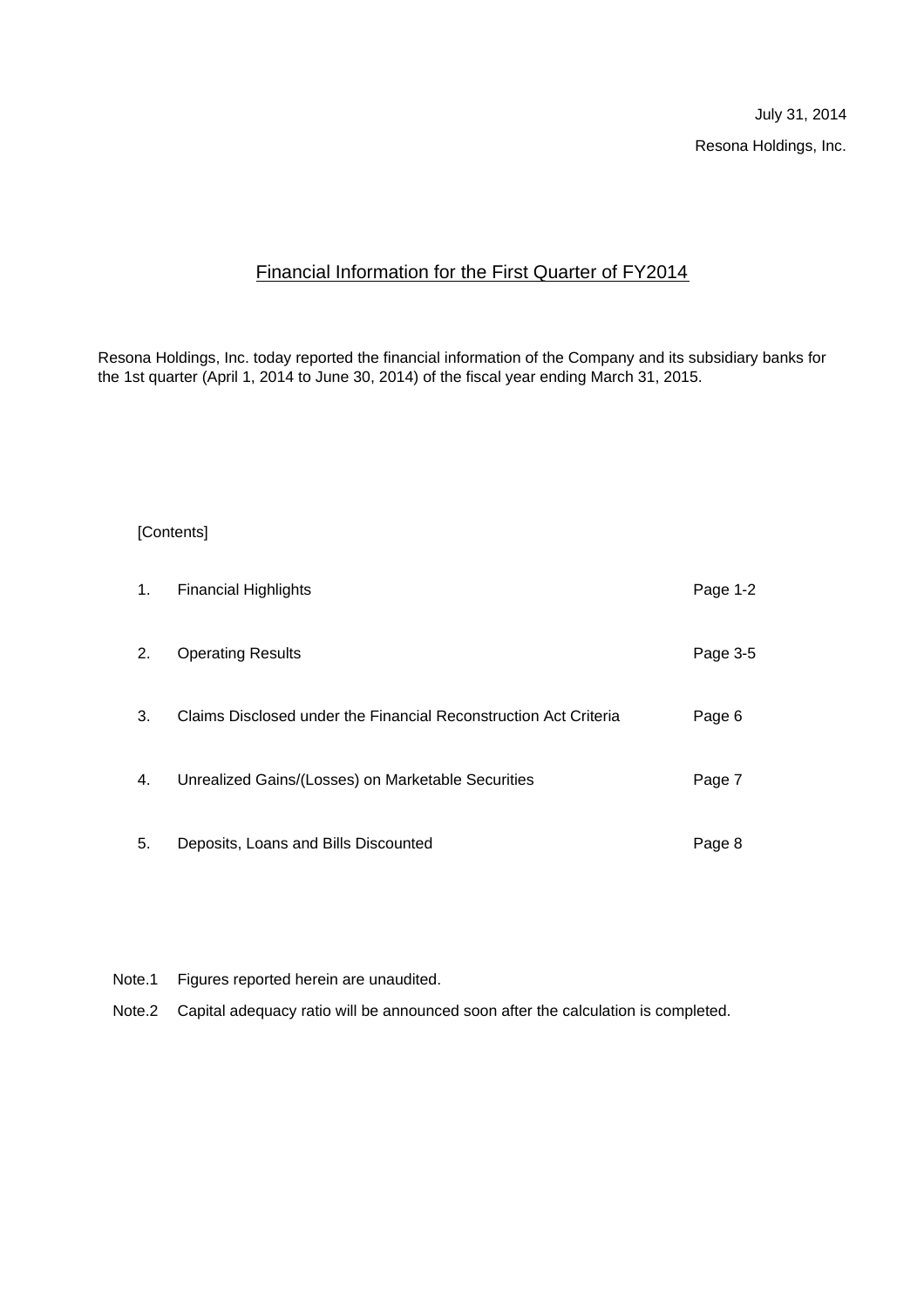July 31, 2014

Resona Holdings, Inc.

# Financial Information for the First Quarter of FY2014

Resona Holdings, Inc. today reported the financial information of the Company and its subsidiary banks for the 1st quarter (April 1, 2014 to June 30, 2014) of the fiscal year ending March 31, 2015.

[Contents]

| | | |
|---|---|---|
| 1. | Financial Highlights | Page 1-2 |
| 2. | Operating Results | Page 3-5 |
| 3. | Claims Disclosed under the Financial Reconstruction Act Criteria | Page 6 |
| 4. | Unrealized Gains/(Losses) on Marketable Securities | Page 7 |
| 5. | Deposits, Loans and Bills Discounted | Page 8 |

Note.1 Figures reported herein are unaudited.

Note.2 Capital adequacy ratio will be announced soon after the calculation is completed.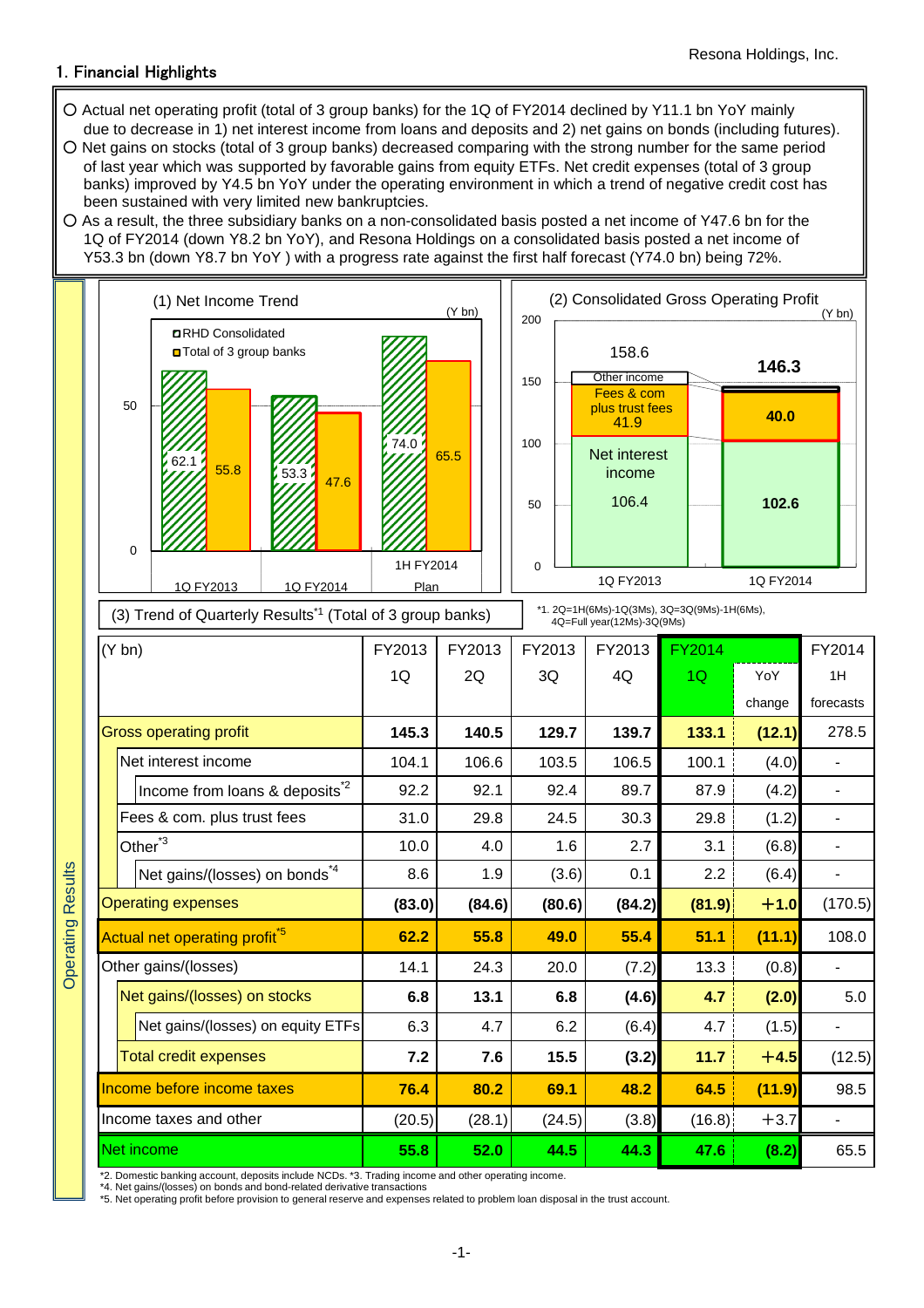## 1. Financial Highlights

- Actual net operating profit (total of 3 group banks) for the 1Q of FY2014 declined by Y11.1 bn YoY mainly due to decrease in 1) net interest income from loans and deposits and 2) net gains on bonds (including futures).
- Net gains on stocks (total of 3 group banks) decreased comparing with the strong number for the same period of last year which was supported by favorable gains from equity ETFs. Net credit expenses (total of 3 group banks) improved by Y4.5 bn YoY under the operating environment in which a trend of negative credit cost has been sustained with very limited new bankruptcies.
- As a result, the three subsidiary banks on a non-consolidated basis posted a net income of Y47.6 bn for the 1Q of FY2014 (down Y8.2 bn YoY), and Resona Holdings on a consolidated basis posted a net income of Y53.3 bn (down Y8.7 bn YoY ) with a progress rate against the first half forecast (Y74.0 bn) being 72%.

### Operating Results

**(1) Net Income Trend** (Y bn)

| | 1Q FY2013 | 1Q FY2014 | 1H FY2014 Plan |
|---|---|---|---|
| RHD Consolidated | 62.1 | 53.3 | 74.0 |
| Total of 3 group banks | 55.8 | 47.6 | 65.5 |

**(2) Consolidated Gross Operating Profit** (Y bn)

| | 1Q FY2013 | 1Q FY2014 |
|---|---|---|
| Total | 158.6 | 146.3 |
| Other income | | |
| Fees & com plus trust fees | 41.9 | 40.0 |
| Net interest income | 106.4 | 102.6 |

**(3) Trend of Quarterly Results[*1] (Total of 3 group banks)**

*1. 2Q=1H(6Ms)-1Q(3Ms), 3Q=3Q(9Ms)-1H(6Ms), 4Q=Full year(12Ms)-3Q(9Ms)

| (Y bn) | FY2013 1Q | FY2013 2Q | FY2013 3Q | FY2013 4Q | FY2014 1Q | YoY change | FY2014 1H forecasts |
|---|---|---|---|---|---|---|---|
| Gross operating profit | 145.3 | 140.5 | 129.7 | 139.7 | 133.1 | (12.1) | 278.5 |
| Net interest income | 104.1 | 106.6 | 103.5 | 106.5 | 100.1 | (4.0) | - |
| Income from loans & deposits[*2] | 92.2 | 92.1 | 92.4 | 89.7 | 87.9 | (4.2) | - |
| Fees & com. plus trust fees | 31.0 | 29.8 | 24.5 | 30.3 | 29.8 | (1.2) | - |
| Other[*3] | 10.0 | 4.0 | 1.6 | 2.7 | 3.1 | (6.8) | - |
| Net gains/(losses) on bonds[*4] | 8.6 | 1.9 | (3.6) | 0.1 | 2.2 | (6.4) | - |
| Operating expenses | (83.0) | (84.6) | (80.6) | (84.2) | (81.9) | +1.0 | (170.5) |
| Actual net operating profit[*5] | 62.2 | 55.8 | 49.0 | 55.4 | 51.1 | (11.1) | 108.0 |
| Other gains/(losses) | 14.1 | 24.3 | 20.0 | (7.2) | 13.3 | (0.8) | - |
| Net gains/(losses) on stocks | 6.8 | 13.1 | 6.8 | (4.6) | 4.7 | (2.0) | 5.0 |
| Net gains/(losses) on equity ETFs | 6.3 | 4.7 | 6.2 | (6.4) | 4.7 | (1.5) | - |
| Total credit expenses | 7.2 | 7.6 | 15.5 | (3.2) | 11.7 | +4.5 | (12.5) |
| Income before income taxes | 76.4 | 80.2 | 69.1 | 48.2 | 64.5 | (11.9) | 98.5 |
| Income taxes and other | (20.5) | (28.1) | (24.5) | (3.8) | (16.8) | +3.7 | - |
| Net income | 55.8 | 52.0 | 44.5 | 44.3 | 47.6 | (8.2) | 65.5 |

*2. Domestic banking account, deposits include NCDs. *3. Trading income and other operating income.
*4. Net gains/(losses) on bonds and bond-related derivative transactions
*5. Net operating profit before provision to general reserve and expenses related to problem loan disposal in the trust account.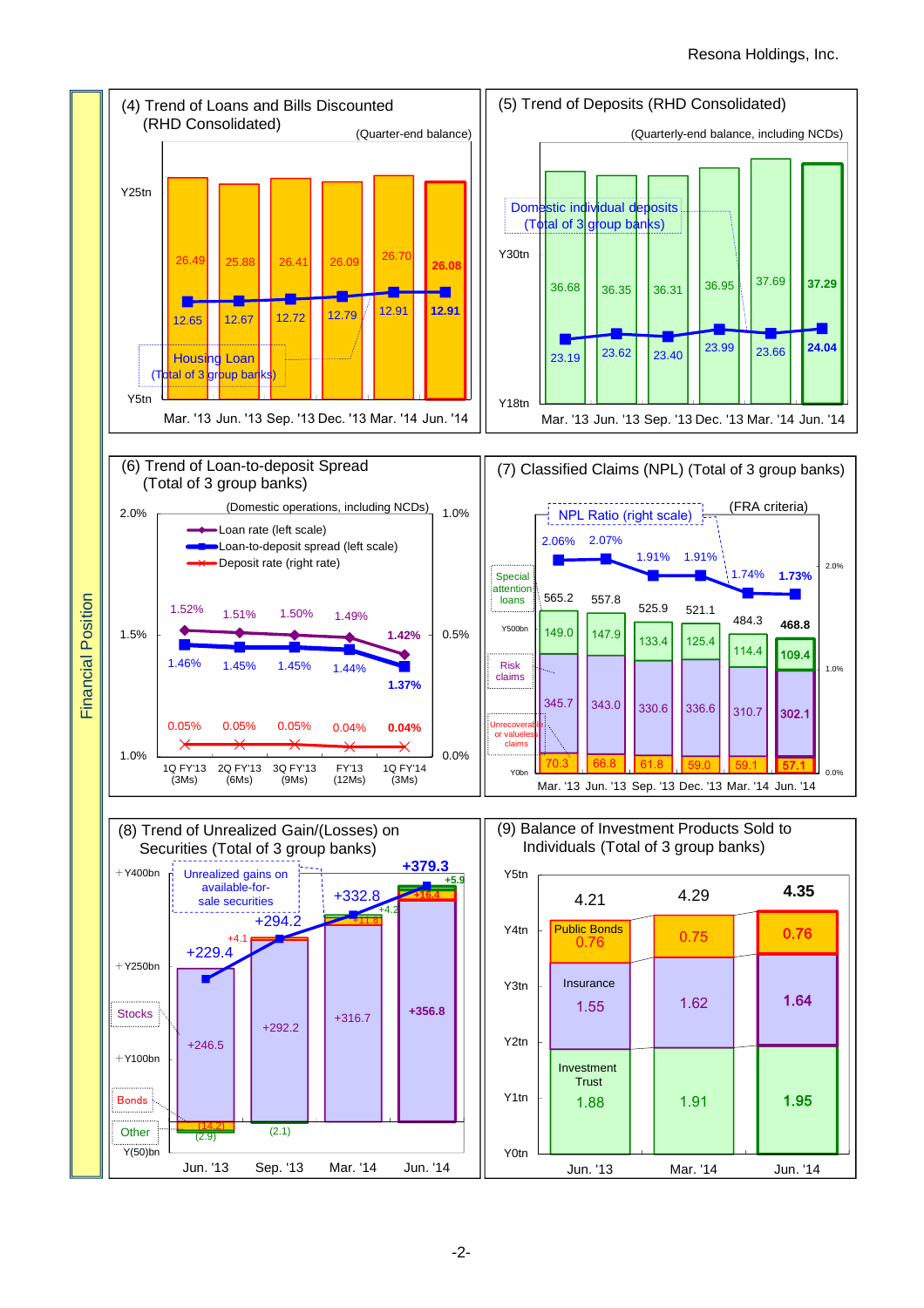## Financial Position

### (4) Trend of Loans and Bills Discounted (RHD Consolidated)

(Quarter-end balance)

| | Mar. '13 | Jun. '13 | Sep. '13 | Dec. '13 | Mar. '14 | Jun. '14 |
|---|---|---|---|---|---|---|
| Loans and Bills Discounted (Y tn) | 26.49 | 25.88 | 26.41 | 26.09 | 26.70 | 26.08 |
| Housing Loan (Total of 3 group banks) (Y tn) | 12.65 | 12.67 | 12.72 | 12.79 | 12.91 | 12.91 |

### (5) Trend of Deposits (RHD Consolidated)

(Quarterly-end balance, including NCDs)

| | Mar. '13 | Jun. '13 | Sep. '13 | Dec. '13 | Mar. '14 | Jun. '14 |
|---|---|---|---|---|---|---|
| Deposits (Y tn) | 36.68 | 36.35 | 36.31 | 36.95 | 37.69 | 37.29 |
| Domestic individual deposits (Total of 3 group banks) (Y tn) | 23.19 | 23.62 | 23.40 | 23.99 | 23.66 | 24.04 |

### (6) Trend of Loan-to-deposit Spread (Total of 3 group banks)

(Domestic operations, including NCDs)

| | 1Q FY'13 (3Ms) | 2Q FY'13 (6Ms) | 3Q FY'13 (9Ms) | FY'13 (12Ms) | 1Q FY'14 (3Ms) |
|---|---|---|---|---|---|
| Loan rate (left scale) | 1.52% | 1.51% | 1.50% | 1.49% | 1.42% |
| Loan-to-deposit spread (left scale) | 1.46% | 1.45% | 1.45% | 1.44% | 1.37% |
| Deposit rate (right rate) | 0.05% | 0.05% | 0.05% | 0.04% | 0.04% |

### (7) Classified Claims (NPL) (Total of 3 group banks)

(FRA criteria)

| | Mar. '13 | Jun. '13 | Sep. '13 | Dec. '13 | Mar. '14 | Jun. '14 |
|---|---|---|---|---|---|---|
| Total (Y bn) | 565.2 | 557.8 | 525.9 | 521.1 | 484.3 | 468.8 |
| Special attention loans | 149.0 | 147.9 | 133.4 | 125.4 | 114.4 | 109.4 |
| Risk claims | 345.7 | 343.0 | 330.6 | 336.6 | 310.7 | 302.1 |
| Unrecoverable or valueless claims | 70.3 | 66.8 | 61.8 | 59.0 | 59.1 | 57.1 |
| NPL Ratio (right scale) | 2.06% | 2.07% | 1.91% | 1.91% | 1.74% | 1.73% |

### (8) Trend of Unrealized Gain/(Losses) on Securities (Total of 3 group banks)

Unrealized gains on available-for-sale securities

| (Y bn) | Jun. '13 | Sep. '13 | Mar. '14 | Jun. '14 |
|---|---|---|---|---|
| Total | +229.4 | +294.2 | +332.8 | +379.3 |
| Stocks | +246.5 | +292.2 | +316.7 | +356.8 |
| Bonds | (14.2) | +4.1 | +11.8 | +16.4 |
| Other | (2.9) | (2.1) | +4.2 | +5.9 |

### (9) Balance of Investment Products Sold to Individuals (Total of 3 group banks)

| (Y tn) | Jun. '13 | Mar. '14 | Jun. '14 |
|---|---|---|---|
| Total | 4.21 | 4.29 | 4.35 |
| Public Bonds | 0.76 | 0.75 | 0.76 |
| Insurance | 1.55 | 1.62 | 1.64 |
| Investment Trust | 1.88 | 1.91 | 1.95 |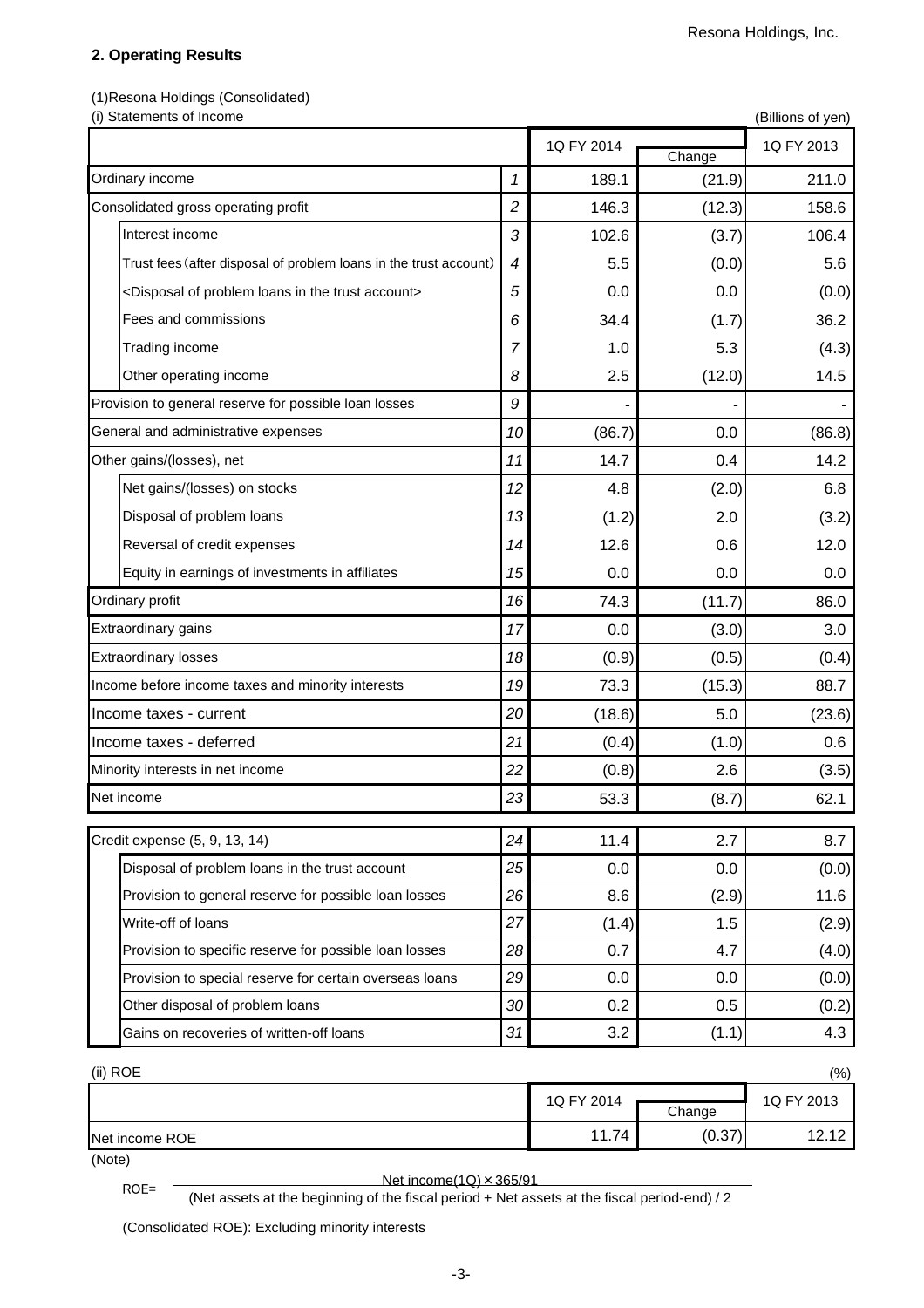## 2. Operating Results

(1)Resona Holdings (Consolidated)

(i) Statements of Income

(Billions of yen)

| | | 1Q FY 2014 | Change | 1Q FY 2013 |
|---|---|---|---|---|
| Ordinary income | 1 | 189.1 | (21.9) | 211.0 |
| Consolidated gross operating profit | 2 | 146.3 | (12.3) | 158.6 |
| Interest income | 3 | 102.6 | (3.7) | 106.4 |
| Trust fees (after disposal of problem loans in the trust account) | 4 | 5.5 | (0.0) | 5.6 |
| <Disposal of problem loans in the trust account> | 5 | 0.0 | 0.0 | (0.0) |
| Fees and commissions | 6 | 34.4 | (1.7) | 36.2 |
| Trading income | 7 | 1.0 | 5.3 | (4.3) |
| Other operating income | 8 | 2.5 | (12.0) | 14.5 |
| Provision to general reserve for possible loan losses | 9 | - | - | - |
| General and administrative expenses | 10 | (86.7) | 0.0 | (86.8) |
| Other gains/(losses), net | 11 | 14.7 | 0.4 | 14.2 |
| Net gains/(losses) on stocks | 12 | 4.8 | (2.0) | 6.8 |
| Disposal of problem loans | 13 | (1.2) | 2.0 | (3.2) |
| Reversal of credit expenses | 14 | 12.6 | 0.6 | 12.0 |
| Equity in earnings of investments in affiliates | 15 | 0.0 | 0.0 | 0.0 |
| Ordinary profit | 16 | 74.3 | (11.7) | 86.0 |
| Extraordinary gains | 17 | 0.0 | (3.0) | 3.0 |
| Extraordinary losses | 18 | (0.9) | (0.5) | (0.4) |
| Income before income taxes and minority interests | 19 | 73.3 | (15.3) | 88.7 |
| Income taxes - current | 20 | (18.6) | 5.0 | (23.6) |
| Income taxes - deferred | 21 | (0.4) | (1.0) | 0.6 |
| Minority interests in net income | 22 | (0.8) | 2.6 | (3.5) |
| Net income | 23 | 53.3 | (8.7) | 62.1 |
| Credit expense (5, 9, 13, 14) | 24 | 11.4 | 2.7 | 8.7 |
| Disposal of problem loans in the trust account | 25 | 0.0 | 0.0 | (0.0) |
| Provision to general reserve for possible loan losses | 26 | 8.6 | (2.9) | 11.6 |
| Write-off of loans | 27 | (1.4) | 1.5 | (2.9) |
| Provision to specific reserve for possible loan losses | 28 | 0.7 | 4.7 | (4.0) |
| Provision to special reserve for certain overseas loans | 29 | 0.0 | 0.0 | (0.0) |
| Other disposal of problem loans | 30 | 0.2 | 0.5 | (0.2) |
| Gains on recoveries of written-off loans | 31 | 3.2 | (1.1) | 4.3 |

(ii) ROE

(%)

| | 1Q FY 2014 | Change | 1Q FY 2013 |
|---|---|---|---|
| Net income ROE | 11.74 | (0.37) | 12.12 |

(Note)

$$ROE = \frac{\text{Net income(1Q)} \times 365/91}{\text{(Net assets at the beginning of the fiscal period + Net assets at the fiscal period-end) / 2}}$$

(Consolidated ROE): Excluding minority interests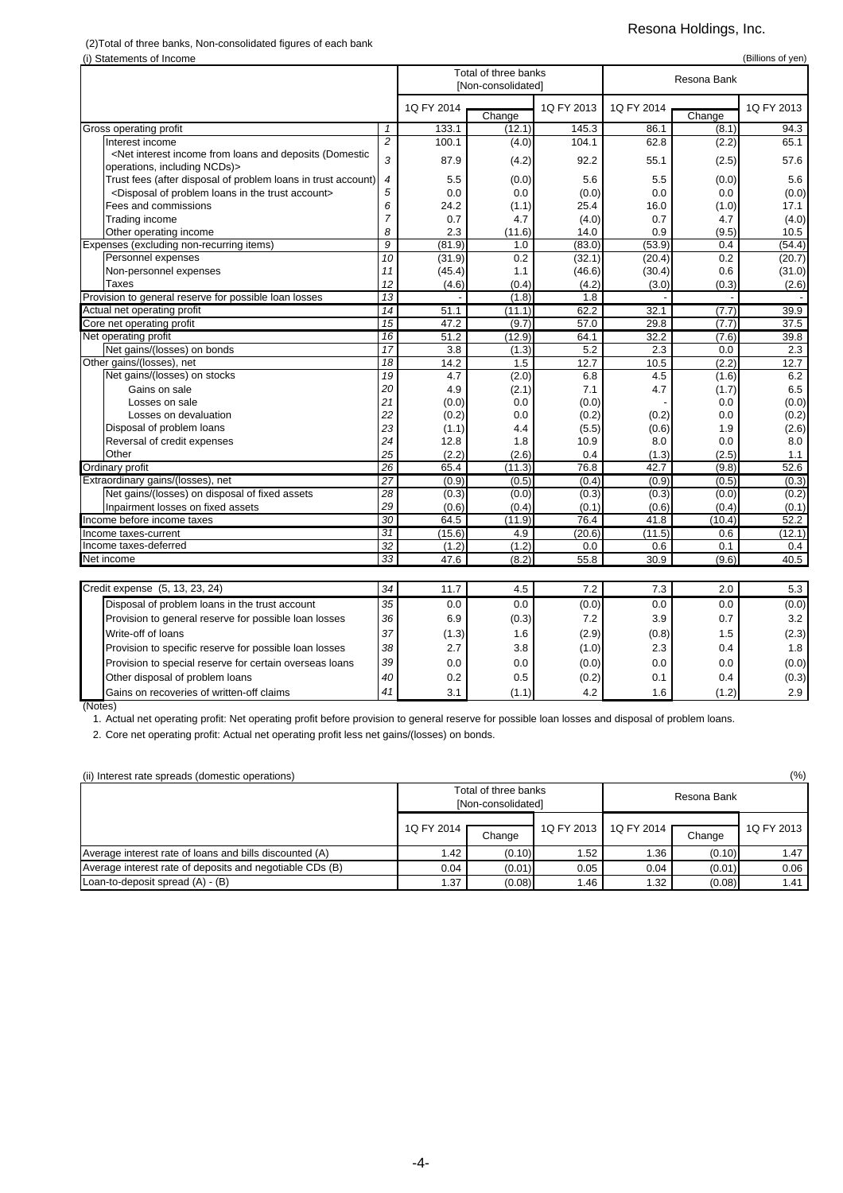(2)Total of three banks, Non-consolidated figures of each bank

(i) Statements of Income

(Billions of yen)

| | | Total of three banks [Non-consolidated] | | | Resona Bank | | |
|---|---|---|---|---|---|---|---|
| | | 1Q FY 2014 | Change | 1Q FY 2013 | 1Q FY 2014 | Change | 1Q FY 2013 |
| Gross operating profit | 1 | 133.1 | (12.1) | 145.3 | 86.1 | (8.1) | 94.3 |
| Interest income | 2 | 100.1 | (4.0) | 104.1 | 62.8 | (2.2) | 65.1 |
| <Net interest income from loans and deposits (Domestic operations, including NCDs)> | 3 | 87.9 | (4.2) | 92.2 | 55.1 | (2.5) | 57.6 |
| Trust fees (after disposal of problem loans in trust account) | 4 | 5.5 | (0.0) | 5.6 | 5.5 | (0.0) | 5.6 |
| <Disposal of problem loans in the trust account> | 5 | 0.0 | 0.0 | (0.0) | 0.0 | 0.0 | (0.0) |
| Fees and commissions | 6 | 24.2 | (1.1) | 25.4 | 16.0 | (1.0) | 17.1 |
| Trading income | 7 | 0.7 | 4.7 | (4.0) | 0.7 | 4.7 | (4.0) |
| Other operating income | 8 | 2.3 | (11.6) | 14.0 | 0.9 | (9.5) | 10.5 |
| Expenses (excluding non-recurring items) | 9 | (81.9) | 1.0 | (83.0) | (53.9) | 0.4 | (54.4) |
| Personnel expenses | 10 | (31.9) | 0.2 | (32.1) | (20.4) | 0.2 | (20.7) |
| Non-personnel expenses | 11 | (45.4) | 1.1 | (46.6) | (30.4) | 0.6 | (31.0) |
| Taxes | 12 | (4.6) | (0.4) | (4.2) | (3.0) | (0.3) | (2.6) |
| Provision to general reserve for possible loan losses | 13 | - | (1.8) | 1.8 | - | - | - |
| Actual net operating profit | 14 | 51.1 | (11.1) | 62.2 | 32.1 | (7.7) | 39.9 |
| Core net operating profit | 15 | 47.2 | (9.7) | 57.0 | 29.8 | (7.7) | 37.5 |
| Net operating profit | 16 | 51.2 | (12.9) | 64.1 | 32.2 | (7.6) | 39.8 |
| Net gains/(losses) on bonds | 17 | 3.8 | (1.3) | 5.2 | 2.3 | 0.0 | 2.3 |
| Other gains/(losses), net | 18 | 14.2 | 1.5 | 12.7 | 10.5 | (2.2) | 12.7 |
| Net gains/(losses) on stocks | 19 | 4.7 | (2.0) | 6.8 | 4.5 | (1.6) | 6.2 |
| Gains on sale | 20 | 4.9 | (2.1) | 7.1 | 4.7 | (1.7) | 6.5 |
| Losses on sale | 21 | (0.0) | 0.0 | (0.0) | - | 0.0 | (0.0) |
| Losses on devaluation | 22 | (0.2) | 0.0 | (0.2) | (0.2) | 0.0 | (0.2) |
| Disposal of problem loans | 23 | (1.1) | 4.4 | (5.5) | (0.6) | 1.9 | (2.6) |
| Reversal of credit expenses | 24 | 12.8 | 1.8 | 10.9 | 8.0 | 0.0 | 8.0 |
| Other | 25 | (2.2) | (2.6) | 0.4 | (1.3) | (2.5) | 1.1 |
| Ordinary profit | 26 | 65.4 | (11.3) | 76.8 | 42.7 | (9.8) | 52.6 |
| Extraordinary gains/(losses), net | 27 | (0.9) | (0.5) | (0.4) | (0.9) | (0.5) | (0.3) |
| Net gains/(losses) on disposal of fixed assets | 28 | (0.3) | (0.0) | (0.3) | (0.3) | (0.0) | (0.2) |
| Inpairment losses on fixed assets | 29 | (0.6) | (0.4) | (0.1) | (0.6) | (0.4) | (0.1) |
| Income before income taxes | 30 | 64.5 | (11.9) | 76.4 | 41.8 | (10.4) | 52.2 |
| Income taxes-current | 31 | (15.6) | 4.9 | (20.6) | (11.5) | 0.6 | (12.1) |
| Income taxes-deferred | 32 | (1.2) | (1.2) | 0.0 | 0.6 | 0.1 | 0.4 |
| Net income | 33 | 47.6 | (8.2) | 55.8 | 30.9 | (9.6) | 40.5 |
| | | | | | | | |
| Credit expense (5, 13, 23, 24) | 34 | 11.7 | 4.5 | 7.2 | 7.3 | 2.0 | 5.3 |
| Disposal of problem loans in the trust account | 35 | 0.0 | 0.0 | (0.0) | 0.0 | 0.0 | (0.0) |
| Provision to general reserve for possible loan losses | 36 | 6.9 | (0.3) | 7.2 | 3.9 | 0.7 | 3.2 |
| Write-off of loans | 37 | (1.3) | 1.6 | (2.9) | (0.8) | 1.5 | (2.3) |
| Provision to specific reserve for possible loan losses | 38 | 2.7 | 3.8 | (1.0) | 2.3 | 0.4 | 1.8 |
| Provision to special reserve for certain overseas loans | 39 | 0.0 | 0.0 | (0.0) | 0.0 | 0.0 | (0.0) |
| Other disposal of problem loans | 40 | 0.2 | 0.5 | (0.2) | 0.1 | 0.4 | (0.3) |
| Gains on recoveries of written-off claims | 41 | 3.1 | (1.1) | 4.2 | 1.6 | (1.2) | 2.9 |

(Notes)

1. Actual net operating profit: Net operating profit before provision to general reserve for possible loan losses and disposal of problem loans.
2. Core net operating profit: Actual net operating profit less net gains/(losses) on bonds.

(ii) Interest rate spreads (domestic operations)

(%)

| | Total of three banks [Non-consolidated] | | | Resona Bank | | |
|---|---|---|---|---|---|---|
| | 1Q FY 2014 | Change | 1Q FY 2013 | 1Q FY 2014 | Change | 1Q FY 2013 |
| Average interest rate of loans and bills discounted (A) | 1.42 | (0.10) | 1.52 | 1.36 | (0.10) | 1.47 |
| Average interest rate of deposits and negotiable CDs (B) | 0.04 | (0.01) | 0.05 | 0.04 | (0.01) | 0.06 |
| Loan-to-deposit spread (A) - (B) | 1.37 | (0.08) | 1.46 | 1.32 | (0.08) | 1.41 |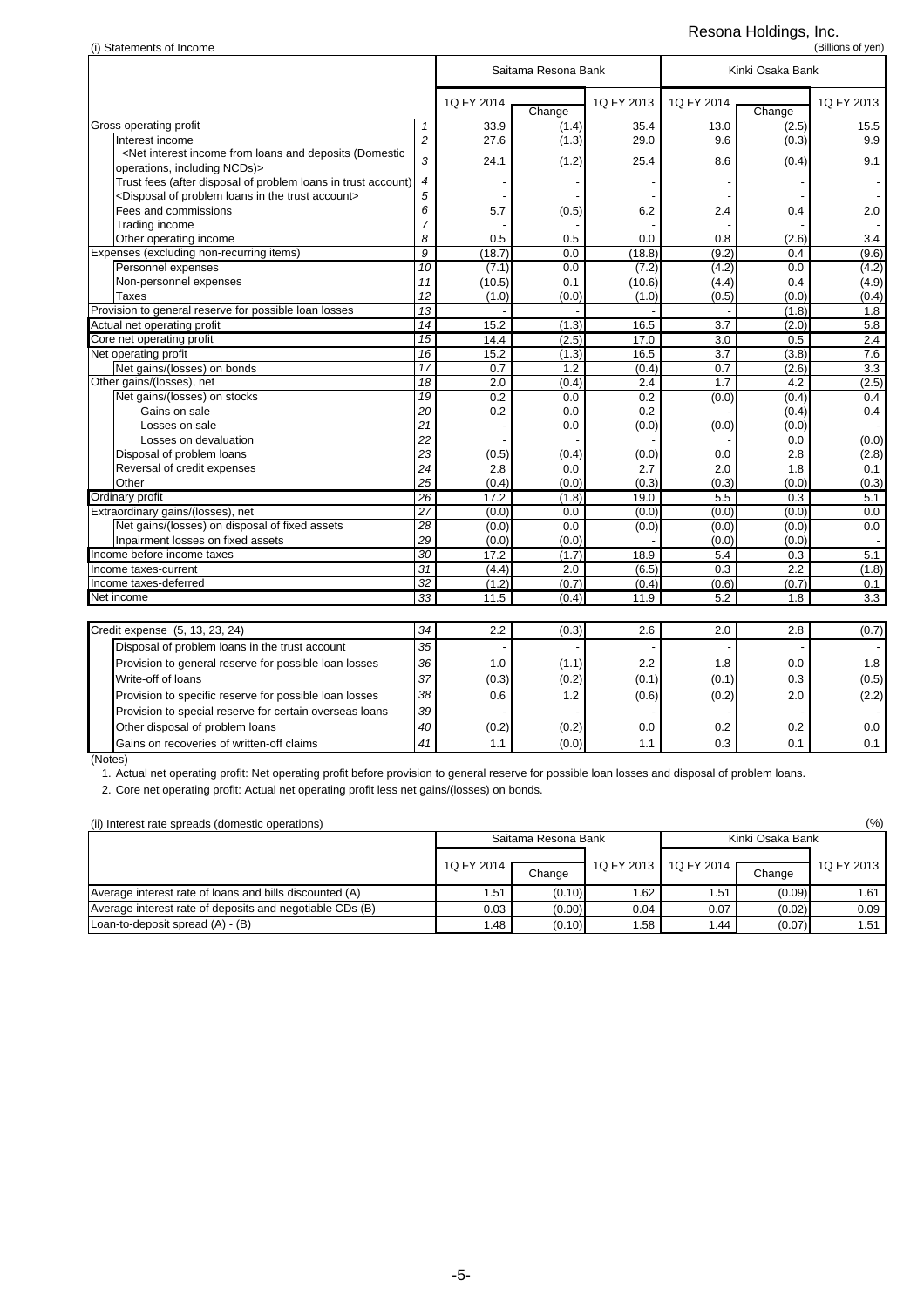Resona Holdings, Inc.

(i) Statements of Income

(Billions of yen)

| | | Saitama Resona Bank | | | Kinki Osaka Bank | | |
|---|---|---|---|---|---|---|---|
| | | 1Q FY 2014 | Change | 1Q FY 2013 | 1Q FY 2014 | Change | 1Q FY 2013 |
| Gross operating profit | 1 | 33.9 | (1.4) | 35.4 | 13.0 | (2.5) | 15.5 |
| Interest income | 2 | 27.6 | (1.3) | 29.0 | 9.6 | (0.3) | 9.9 |
| <Net interest income from loans and deposits (Domestic operations, including NCDs)> | 3 | 24.1 | (1.2) | 25.4 | 8.6 | (0.4) | 9.1 |
| Trust fees (after disposal of problem loans in trust account) | 4 | - | - | - | - | - | - |
| <Disposal of problem loans in the trust account> | 5 | - | - | - | - | - | - |
| Fees and commissions | 6 | 5.7 | (0.5) | 6.2 | 2.4 | 0.4 | 2.0 |
| Trading income | 7 | - | - | - | - | - | - |
| Other operating income | 8 | 0.5 | 0.5 | 0.0 | 0.8 | (2.6) | 3.4 |
| Expenses (excluding non-recurring items) | 9 | (18.7) | 0.0 | (18.8) | (9.2) | 0.4 | (9.6) |
| Personnel expenses | 10 | (7.1) | 0.0 | (7.2) | (4.2) | 0.0 | (4.2) |
| Non-personnel expenses | 11 | (10.5) | 0.1 | (10.6) | (4.4) | 0.4 | (4.9) |
| Taxes | 12 | (1.0) | (0.0) | (1.0) | (0.5) | (0.0) | (0.4) |
| Provision to general reserve for possible loan losses | 13 | - | - | - | - | (1.8) | 1.8 |
| Actual net operating profit | 14 | 15.2 | (1.3) | 16.5 | 3.7 | (2.0) | 5.8 |
| Core net operating profit | 15 | 14.4 | (2.5) | 17.0 | 3.0 | 0.5 | 2.4 |
| Net operating profit | 16 | 15.2 | (1.3) | 16.5 | 3.7 | (3.8) | 7.6 |
| Net gains/(losses) on bonds | 17 | 0.7 | 1.2 | (0.4) | 0.7 | (2.6) | 3.3 |
| Other gains/(losses), net | 18 | 2.0 | (0.4) | 2.4 | 1.7 | 4.2 | (2.5) |
| Net gains/(losses) on stocks | 19 | 0.2 | 0.0 | 0.2 | (0.0) | (0.4) | 0.4 |
| Gains on sale | 20 | 0.2 | 0.0 | 0.2 | - | (0.4) | 0.4 |
| Losses on sale | 21 | - | 0.0 | (0.0) | (0.0) | (0.0) | - |
| Losses on devaluation | 22 | - | - | - | - | 0.0 | (0.0) |
| Disposal of problem loans | 23 | (0.5) | (0.4) | (0.0) | 0.0 | 2.8 | (2.8) |
| Reversal of credit expenses | 24 | 2.8 | 0.0 | 2.7 | 2.0 | 1.8 | 0.1 |
| Other | 25 | (0.4) | (0.0) | (0.3) | (0.3) | (0.0) | (0.3) |
| Ordinary profit | 26 | 17.2 | (1.8) | 19.0 | 5.5 | 0.3 | 5.1 |
| Extraordinary gains/(losses), net | 27 | (0.0) | 0.0 | (0.0) | (0.0) | (0.0) | 0.0 |
| Net gains/(losses) on disposal of fixed assets | 28 | (0.0) | 0.0 | (0.0) | (0.0) | (0.0) | 0.0 |
| Inpairment losses on fixed assets | 29 | (0.0) | (0.0) | - | (0.0) | (0.0) | - |
| Income before income taxes | 30 | 17.2 | (1.7) | 18.9 | 5.4 | 0.3 | 5.1 |
| Income taxes-current | 31 | (4.4) | 2.0 | (6.5) | 0.3 | 2.2 | (1.8) |
| Income taxes-deferred | 32 | (1.2) | (0.7) | (0.4) | (0.6) | (0.7) | 0.1 |
| Net income | 33 | 11.5 | (0.4) | 11.9 | 5.2 | 1.8 | 3.3 |

| | | Saitama Resona Bank | | | Kinki Osaka Bank | | |
|---|---|---|---|---|---|---|---|
| | | 1Q FY 2014 | Change | 1Q FY 2013 | 1Q FY 2014 | Change | 1Q FY 2013 |
| Credit expense (5, 13, 23, 24) | 34 | 2.2 | (0.3) | 2.6 | 2.0 | 2.8 | (0.7) |
| Disposal of problem loans in the trust account | 35 | - | - | - | - | - | - |
| Provision to general reserve for possible loan losses | 36 | 1.0 | (1.1) | 2.2 | 1.8 | 0.0 | 1.8 |
| Write-off of loans | 37 | (0.3) | (0.2) | (0.1) | (0.1) | 0.3 | (0.5) |
| Provision to specific reserve for possible loan losses | 38 | 0.6 | 1.2 | (0.6) | (0.2) | 2.0 | (2.2) |
| Provision to special reserve for certain overseas loans | 39 | - | - | - | - | - | - |
| Other disposal of problem loans | 40 | (0.2) | (0.2) | 0.0 | 0.2 | 0.2 | 0.0 |
| Gains on recoveries of written-off claims | 41 | 1.1 | (0.0) | 1.1 | 0.3 | 0.1 | 0.1 |

(Notes)

1. Actual net operating profit: Net operating profit before provision to general reserve for possible loan losses and disposal of problem loans.
2. Core net operating profit: Actual net operating profit less net gains/(losses) on bonds.

(ii) Interest rate spreads (domestic operations)

(%)

| | Saitama Resona Bank | | | Kinki Osaka Bank | | |
|---|---|---|---|---|---|---|
| | 1Q FY 2014 | Change | 1Q FY 2013 | 1Q FY 2014 | Change | 1Q FY 2013 |
| Average interest rate of loans and bills discounted (A) | 1.51 | (0.10) | 1.62 | 1.51 | (0.09) | 1.61 |
| Average interest rate of deposits and negotiable CDs (B) | 0.03 | (0.00) | 0.04 | 0.07 | (0.02) | 0.09 |
| Loan-to-deposit spread (A) - (B) | 1.48 | (0.10) | 1.58 | 1.44 | (0.07) | 1.51 |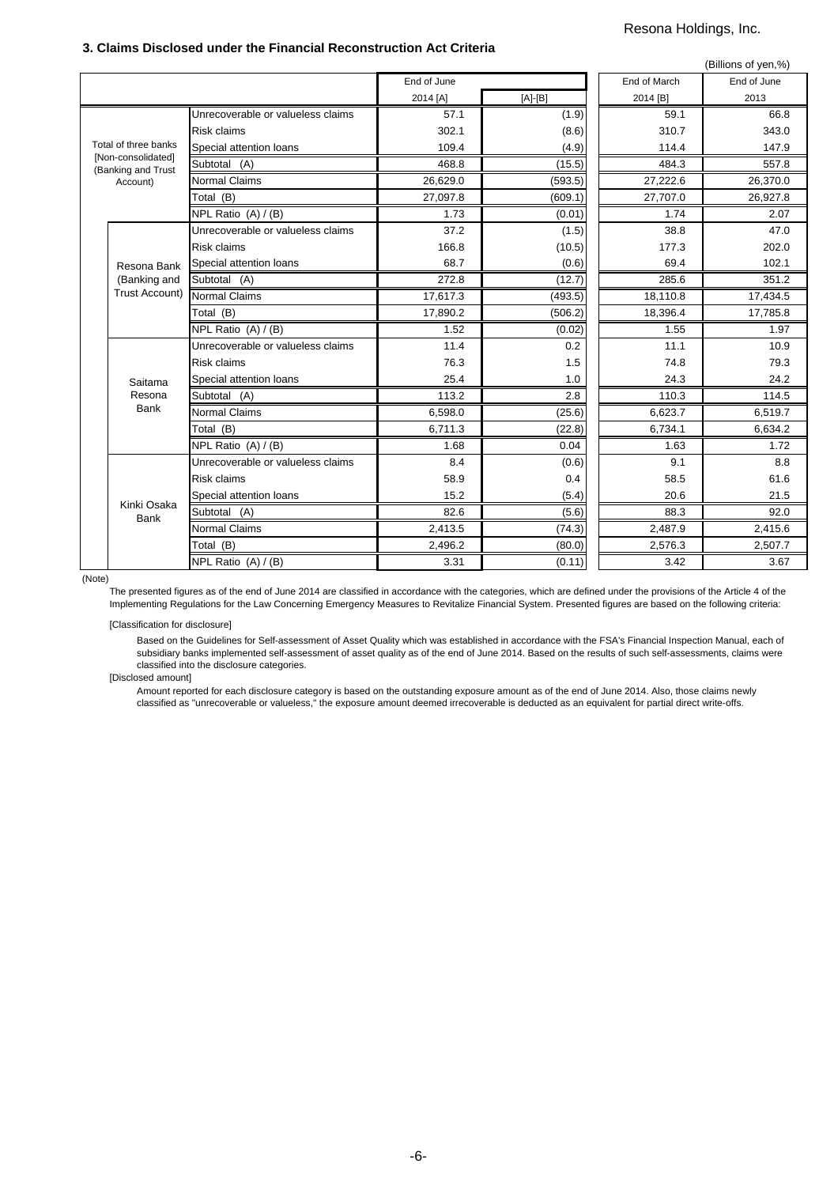### 3. Claims Disclosed under the Financial Reconstruction Act Criteria

(Billions of yen,%)

| | | End of June 2014 [A] | [A]-[B] | End of March 2014 [B] | End of June 2013 |
|---|---|---|---|---|---|
| Total of three banks [Non-consolidated] (Banking and Trust Account) | Unrecoverable or valueless claims | 57.1 | (1.9) | 59.1 | 66.8 |
| | Risk claims | 302.1 | (8.6) | 310.7 | 343.0 |
| | Special attention loans | 109.4 | (4.9) | 114.4 | 147.9 |
| | Subtotal (A) | 468.8 | (15.5) | 484.3 | 557.8 |
| | Normal Claims | 26,629.0 | (593.5) | 27,222.6 | 26,370.0 |
| | Total (B) | 27,097.8 | (609.1) | 27,707.0 | 26,927.8 |
| | NPL Ratio (A) / (B) | 1.73 | (0.01) | 1.74 | 2.07 |
| Resona Bank (Banking and Trust Account) | Unrecoverable or valueless claims | 37.2 | (1.5) | 38.8 | 47.0 |
| | Risk claims | 166.8 | (10.5) | 177.3 | 202.0 |
| | Special attention loans | 68.7 | (0.6) | 69.4 | 102.1 |
| | Subtotal (A) | 272.8 | (12.7) | 285.6 | 351.2 |
| | Normal Claims | 17,617.3 | (493.5) | 18,110.8 | 17,434.5 |
| | Total (B) | 17,890.2 | (506.2) | 18,396.4 | 17,785.8 |
| | NPL Ratio (A) / (B) | 1.52 | (0.02) | 1.55 | 1.97 |
| Saitama Resona Bank | Unrecoverable or valueless claims | 11.4 | 0.2 | 11.1 | 10.9 |
| | Risk claims | 76.3 | 1.5 | 74.8 | 79.3 |
| | Special attention loans | 25.4 | 1.0 | 24.3 | 24.2 |
| | Subtotal (A) | 113.2 | 2.8 | 110.3 | 114.5 |
| | Normal Claims | 6,598.0 | (25.6) | 6,623.7 | 6,519.7 |
| | Total (B) | 6,711.3 | (22.8) | 6,734.1 | 6,634.2 |
| | NPL Ratio (A) / (B) | 1.68 | 0.04 | 1.63 | 1.72 |
| Kinki Osaka Bank | Unrecoverable or valueless claims | 8.4 | (0.6) | 9.1 | 8.8 |
| | Risk claims | 58.9 | 0.4 | 58.5 | 61.6 |
| | Special attention loans | 15.2 | (5.4) | 20.6 | 21.5 |
| | Subtotal (A) | 82.6 | (5.6) | 88.3 | 92.0 |
| | Normal Claims | 2,413.5 | (74.3) | 2,487.9 | 2,415.6 |
| | Total (B) | 2,496.2 | (80.0) | 2,576.3 | 2,507.7 |
| | NPL Ratio (A) / (B) | 3.31 | (0.11) | 3.42 | 3.67 |

(Note)

The presented figures as of the end of June 2014 are classified in accordance with the categories, which are defined under the provisions of the Article 4 of the Implementing Regulations for the Law Concerning Emergency Measures to Revitalize Financial System. Presented figures are based on the following criteria:

[Classification for disclosure]

Based on the Guidelines for Self-assessment of Asset Quality which was established in accordance with the FSA's Financial Inspection Manual, each of subsidiary banks implemented self-assessment of asset quality as of the end of June 2014. Based on the results of such self-assessments, claims were classified into the disclosure categories.

[Disclosed amount]

Amount reported for each disclosure category is based on the outstanding exposure amount as of the end of June 2014. Also, those claims newly classified as "unrecoverable or valueless," the exposure amount deemed irrecoverable is deducted as an equivalent for partial direct write-offs.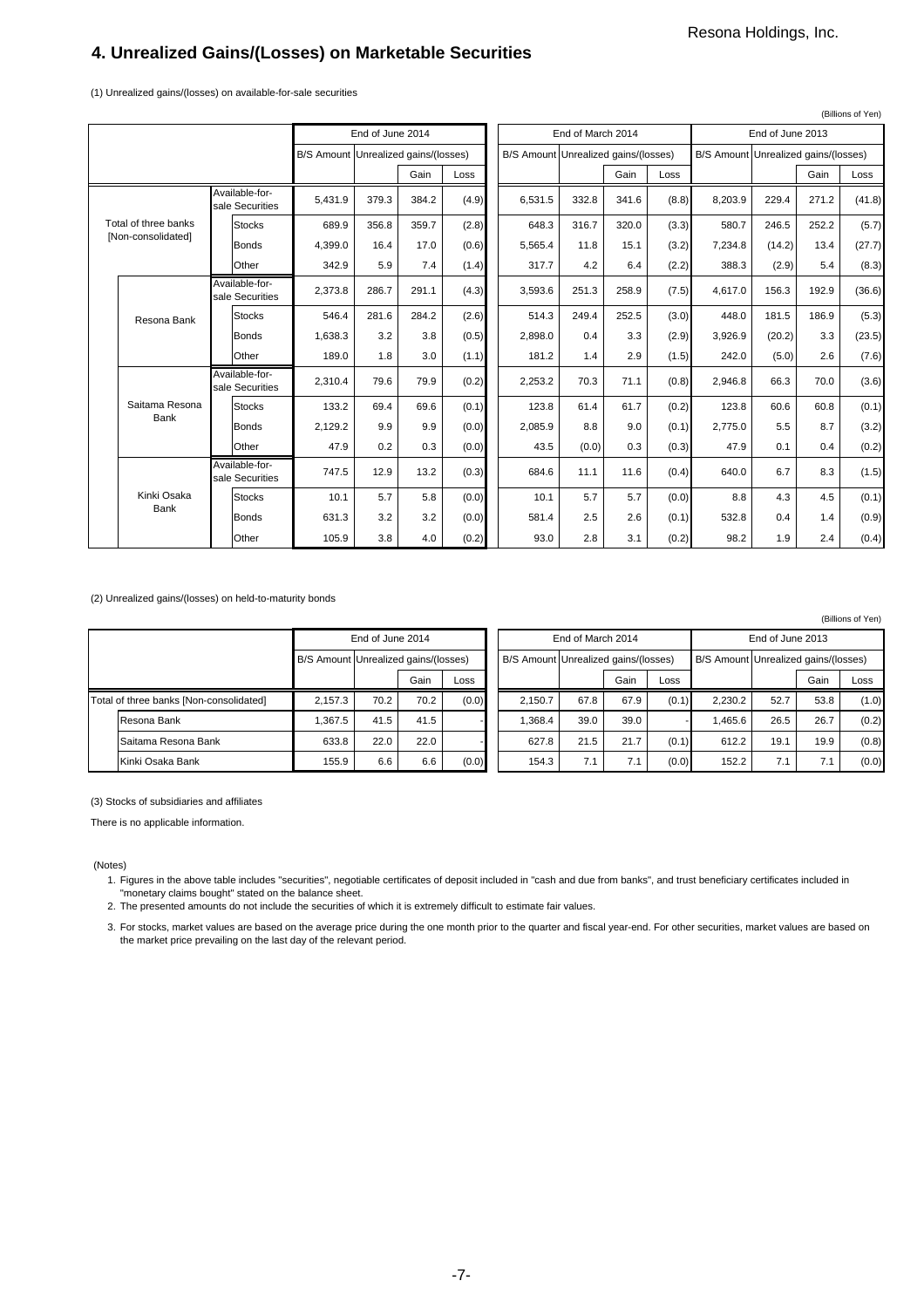## 4. Unrealized Gains/(Losses) on Marketable Securities

(1) Unrealized gains/(losses) on available-for-sale securities

(Billions of Yen)

| | | End of June 2014 | | | | End of March 2014 | | | | End of June 2013 | | | |
|---|---|---|---|---|---|---|---|---|---|---|---|---|---|
| | | B/S Amount | Unrealized gains/(losses) | | | B/S Amount | Unrealized gains/(losses) | | | B/S Amount | Unrealized gains/(losses) | | |
| | | | | Gain | Loss | | | Gain | Loss | | | Gain | Loss |
| Total of three banks [Non-consolidated] | Available-for-sale Securities | 5,431.9 | 379.3 | 384.2 | (4.9) | 6,531.5 | 332.8 | 341.6 | (8.8) | 8,203.9 | 229.4 | 271.2 | (41.8) |
| | Stocks | 689.9 | 356.8 | 359.7 | (2.8) | 648.3 | 316.7 | 320.0 | (3.3) | 580.7 | 246.5 | 252.2 | (5.7) |
| | Bonds | 4,399.0 | 16.4 | 17.0 | (0.6) | 5,565.4 | 11.8 | 15.1 | (3.2) | 7,234.8 | (14.2) | 13.4 | (27.7) |
| | Other | 342.9 | 5.9 | 7.4 | (1.4) | 317.7 | 4.2 | 6.4 | (2.2) | 388.3 | (2.9) | 5.4 | (8.3) |
| Resona Bank | Available-for-sale Securities | 2,373.8 | 286.7 | 291.1 | (4.3) | 3,593.6 | 251.3 | 258.9 | (7.5) | 4,617.0 | 156.3 | 192.9 | (36.6) |
| | Stocks | 546.4 | 281.6 | 284.2 | (2.6) | 514.3 | 249.4 | 252.5 | (3.0) | 448.0 | 181.5 | 186.9 | (5.3) |
| | Bonds | 1,638.3 | 3.2 | 3.8 | (0.5) | 2,898.0 | 0.4 | 3.3 | (2.9) | 3,926.9 | (20.2) | 3.3 | (23.5) |
| | Other | 189.0 | 1.8 | 3.0 | (1.1) | 181.2 | 1.4 | 2.9 | (1.5) | 242.0 | (5.0) | 2.6 | (7.6) |
| Saitama Resona Bank | Available-for-sale Securities | 2,310.4 | 79.6 | 79.9 | (0.2) | 2,253.2 | 70.3 | 71.1 | (0.8) | 2,946.8 | 66.3 | 70.0 | (3.6) |
| | Stocks | 133.2 | 69.4 | 69.6 | (0.1) | 123.8 | 61.4 | 61.7 | (0.2) | 123.8 | 60.6 | 60.8 | (0.1) |
| | Bonds | 2,129.2 | 9.9 | 9.9 | (0.0) | 2,085.9 | 8.8 | 9.0 | (0.1) | 2,775.0 | 5.5 | 8.7 | (3.2) |
| | Other | 47.9 | 0.2 | 0.3 | (0.0) | 43.5 | (0.0) | 0.3 | (0.3) | 47.9 | 0.1 | 0.4 | (0.2) |
| Kinki Osaka Bank | Available-for-sale Securities | 747.5 | 12.9 | 13.2 | (0.3) | 684.6 | 11.1 | 11.6 | (0.4) | 640.0 | 6.7 | 8.3 | (1.5) |
| | Stocks | 10.1 | 5.7 | 5.8 | (0.0) | 10.1 | 5.7 | 5.7 | (0.0) | 8.8 | 4.3 | 4.5 | (0.1) |
| | Bonds | 631.3 | 3.2 | 3.2 | (0.0) | 581.4 | 2.5 | 2.6 | (0.1) | 532.8 | 0.4 | 1.4 | (0.9) |
| | Other | 105.9 | 3.8 | 4.0 | (0.2) | 93.0 | 2.8 | 3.1 | (0.2) | 98.2 | 1.9 | 2.4 | (0.4) |

(2) Unrealized gains/(losses) on held-to-maturity bonds

(Billions of Yen)

| | End of June 2014 | | | | End of March 2014 | | | | End of June 2013 | | | |
|---|---|---|---|---|---|---|---|---|---|---|---|---|
| | B/S Amount | Unrealized gains/(losses) | | | B/S Amount | Unrealized gains/(losses) | | | B/S Amount | Unrealized gains/(losses) | | |
| | | | Gain | Loss | | | Gain | Loss | | | Gain | Loss |
| Total of three banks [Non-consolidated] | 2,157.3 | 70.2 | 70.2 | (0.0) | 2,150.7 | 67.8 | 67.9 | (0.1) | 2,230.2 | 52.7 | 53.8 | (1.0) |
| Resona Bank | 1,367.5 | 41.5 | 41.5 | - | 1,368.4 | 39.0 | 39.0 | - | 1,465.6 | 26.5 | 26.7 | (0.2) |
| Saitama Resona Bank | 633.8 | 22.0 | 22.0 | - | 627.8 | 21.5 | 21.7 | (0.1) | 612.2 | 19.1 | 19.9 | (0.8) |
| Kinki Osaka Bank | 155.9 | 6.6 | 6.6 | (0.0) | 154.3 | 7.1 | 7.1 | (0.0) | 152.2 | 7.1 | 7.1 | (0.0) |

(3) Stocks of subsidiaries and affiliates

There is no applicable information.

(Notes)

1. Figures in the above table includes "securities", negotiable certificates of deposit included in "cash and due from banks", and trust beneficiary certificates included in "monetary claims bought" stated on the balance sheet.
2. The presented amounts do not include the securities of which it is extremely difficult to estimate fair values.
3. For stocks, market values are based on the average price during the one month prior to the quarter and fiscal year-end. For other securities, market values are based on the market price prevailing on the last day of the relevant period.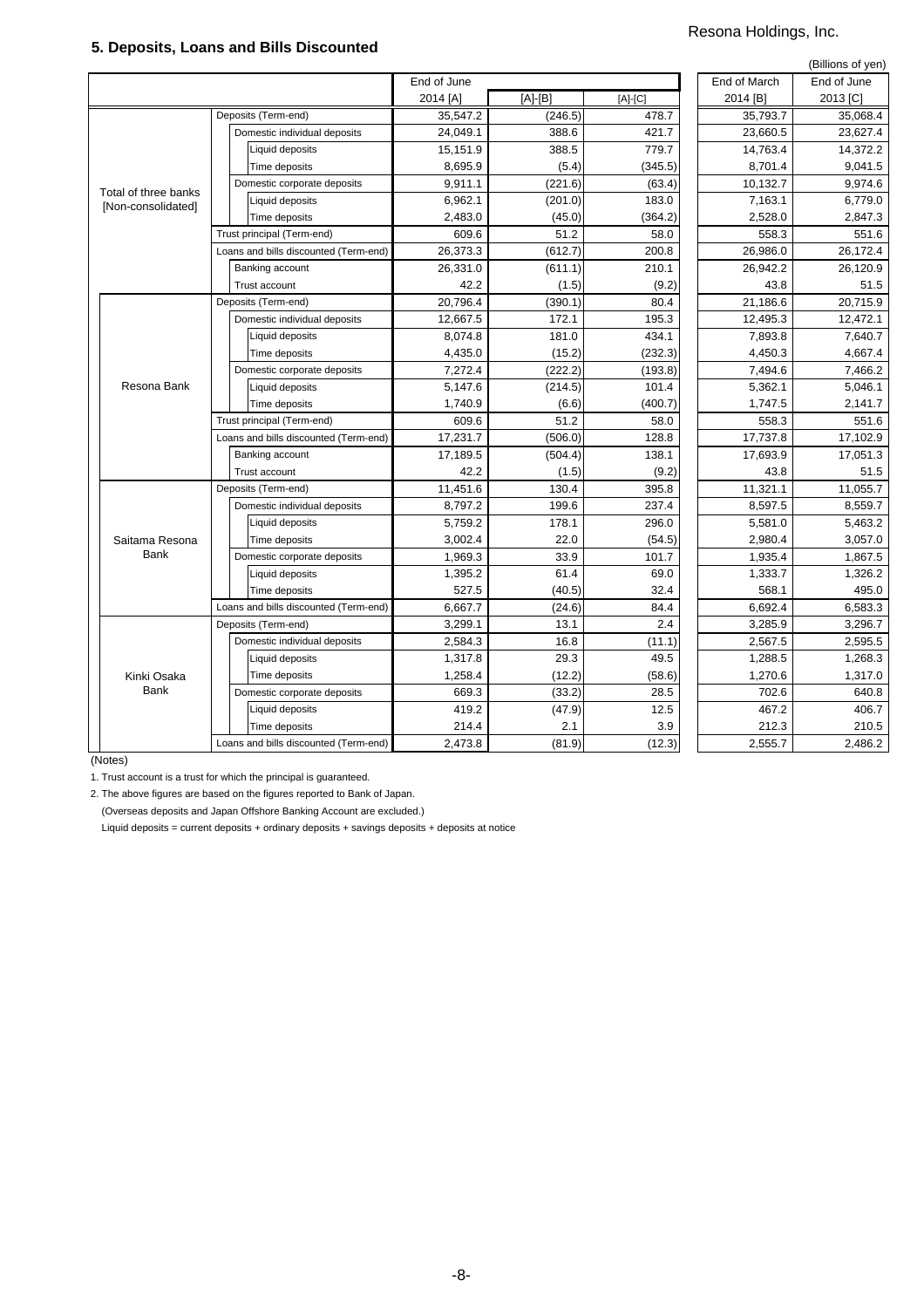## 5. Deposits, Loans and Bills Discounted

(Billions of yen)

| | | End of June 2014 [A] | [A]-[B] | [A]-[C] | End of March 2014 [B] | End of June 2013 [C] |
|---|---|---|---|---|---|---|
| Total of three banks [Non-consolidated] | Deposits (Term-end) | 35,547.2 | (246.5) | 478.7 | 35,793.7 | 35,068.4 |
| | Domestic individual deposits | 24,049.1 | 388.6 | 421.7 | 23,660.5 | 23,627.4 |
| | Liquid deposits | 15,151.9 | 388.5 | 779.7 | 14,763.4 | 14,372.2 |
| | Time deposits | 8,695.9 | (5.4) | (345.5) | 8,701.4 | 9,041.5 |
| | Domestic corporate deposits | 9,911.1 | (221.6) | (63.4) | 10,132.7 | 9,974.6 |
| | Liquid deposits | 6,962.1 | (201.0) | 183.0 | 7,163.1 | 6,779.0 |
| | Time deposits | 2,483.0 | (45.0) | (364.2) | 2,528.0 | 2,847.3 |
| | Trust principal (Term-end) | 609.6 | 51.2 | 58.0 | 558.3 | 551.6 |
| | Loans and bills discounted (Term-end) | 26,373.3 | (612.7) | 200.8 | 26,986.0 | 26,172.4 |
| | Banking account | 26,331.0 | (611.1) | 210.1 | 26,942.2 | 26,120.9 |
| | Trust account | 42.2 | (1.5) | (9.2) | 43.8 | 51.5 |
| Resona Bank | Deposits (Term-end) | 20,796.4 | (390.1) | 80.4 | 21,186.6 | 20,715.9 |
| | Domestic individual deposits | 12,667.5 | 172.1 | 195.3 | 12,495.3 | 12,472.1 |
| | Liquid deposits | 8,074.8 | 181.0 | 434.1 | 7,893.8 | 7,640.7 |
| | Time deposits | 4,435.0 | (15.2) | (232.3) | 4,450.3 | 4,667.4 |
| | Domestic corporate deposits | 7,272.4 | (222.2) | (193.8) | 7,494.6 | 7,466.2 |
| | Liquid deposits | 5,147.6 | (214.5) | 101.4 | 5,362.1 | 5,046.1 |
| | Time deposits | 1,740.9 | (6.6) | (400.7) | 1,747.5 | 2,141.7 |
| | Trust principal (Term-end) | 609.6 | 51.2 | 58.0 | 558.3 | 551.6 |
| | Loans and bills discounted (Term-end) | 17,231.7 | (506.0) | 128.8 | 17,737.8 | 17,102.9 |
| | Banking account | 17,189.5 | (504.4) | 138.1 | 17,693.9 | 17,051.3 |
| | Trust account | 42.2 | (1.5) | (9.2) | 43.8 | 51.5 |
| Saitama Resona Bank | Deposits (Term-end) | 11,451.6 | 130.4 | 395.8 | 11,321.1 | 11,055.7 |
| | Domestic individual deposits | 8,797.2 | 199.6 | 237.4 | 8,597.5 | 8,559.7 |
| | Liquid deposits | 5,759.2 | 178.1 | 296.0 | 5,581.0 | 5,463.2 |
| | Time deposits | 3,002.4 | 22.0 | (54.5) | 2,980.4 | 3,057.0 |
| | Domestic corporate deposits | 1,969.3 | 33.9 | 101.7 | 1,935.4 | 1,867.5 |
| | Liquid deposits | 1,395.2 | 61.4 | 69.0 | 1,333.7 | 1,326.2 |
| | Time deposits | 527.5 | (40.5) | 32.4 | 568.1 | 495.0 |
| | Loans and bills discounted (Term-end) | 6,667.7 | (24.6) | 84.4 | 6,692.4 | 6,583.3 |
| Kinki Osaka Bank | Deposits (Term-end) | 3,299.1 | 13.1 | 2.4 | 3,285.9 | 3,296.7 |
| | Domestic individual deposits | 2,584.3 | 16.8 | (11.1) | 2,567.5 | 2,595.5 |
| | Liquid deposits | 1,317.8 | 29.3 | 49.5 | 1,288.5 | 1,268.3 |
| | Time deposits | 1,258.4 | (12.2) | (58.6) | 1,270.6 | 1,317.0 |
| | Domestic corporate deposits | 669.3 | (33.2) | 28.5 | 702.6 | 640.8 |
| | Liquid deposits | 419.2 | (47.9) | 12.5 | 467.2 | 406.7 |
| | Time deposits | 214.4 | 2.1 | 3.9 | 212.3 | 210.5 |
| | Loans and bills discounted (Term-end) | 2,473.8 | (81.9) | (12.3) | 2,555.7 | 2,486.2 |

(Notes)

1. Trust account is a trust for which the principal is guaranteed.
2. The above figures are based on the figures reported to Bank of Japan.
   (Overseas deposits and Japan Offshore Banking Account are excluded.)
   Liquid deposits = current deposits + ordinary deposits + savings deposits + deposits at notice